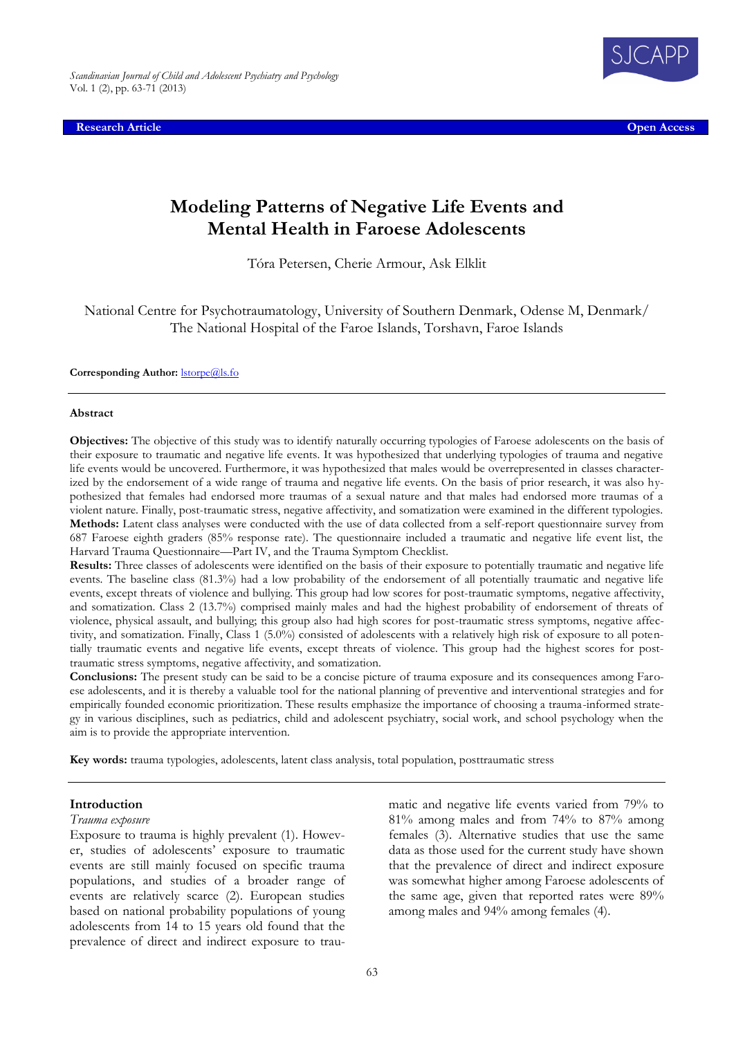**Research Article** **Open Access**

# Modeling Patterns of Negative Life Events and Mental Health in Faroese Adolescents

Tóra Petersen, Cherie Armour, Ask Elklit

National Centre for Psychotraumatology, University of Southern Denmark, Odense M, Denmark/ The National Hospital of the Faroe Islands, Torshavn, Faroe Islands

**Corresponding Author:** lstorpe@ls.fo

---

### Abstract

**Objectives:** The objective of this study was to identify naturally occurring typologies of Faroese adolescents on the basis of their exposure to traumatic and negative life events. It was hypothesized that underlying typologies of trauma and negative life events would be uncovered. Furthermore, it was hypothesized that males would be overrepresented in classes characterized by the endorsement of a wide range of trauma and negative life events. On the basis of prior research, it was also hypothesized that females had endorsed more traumas of a sexual nature and that males had endorsed more traumas of a violent nature. Finally, post-traumatic stress, negative affectivity, and somatization were examined in the different typologies.

**Methods:** Latent class analyses were conducted with the use of data collected from a self-report questionnaire survey from 687 Faroese eighth graders (85% response rate). The questionnaire included a traumatic and negative life event list, the Harvard Trauma Questionnaire—Part IV, and the Trauma Symptom Checklist.

**Results:** Three classes of adolescents were identified on the basis of their exposure to potentially traumatic and negative life events. The baseline class (81.3%) had a low probability of the endorsement of all potentially traumatic and negative life events, except threats of violence and bullying. This group had low scores for post-traumatic symptoms, negative affectivity, and somatization. Class 2 (13.7%) comprised mainly males and had the highest probability of endorsement of threats of violence, physical assault, and bullying; this group also had high scores for post-traumatic stress symptoms, negative affectivity, and somatization. Finally, Class 1 (5.0%) consisted of adolescents with a relatively high risk of exposure to all potentially traumatic events and negative life events, except threats of violence. This group had the highest scores for post-traumatic stress symptoms, negative affectivity, and somatization.

**Conclusions:** The present study can be said to be a concise picture of trauma exposure and its consequences among Faroese adolescents, and it is thereby a valuable tool for the national planning of preventive and interventional strategies and for empirically founded economic prioritization. These results emphasize the importance of choosing a trauma-informed strategy in various disciplines, such as pediatrics, child and adolescent psychiatry, social work, and school psychology when the aim is to provide the appropriate intervention.

**Key words:** trauma typologies, adolescents, latent class analysis, total population, posttraumatic stress

---

## Introduction

*Trauma exposure*

Exposure to trauma is highly prevalent (1). However, studies of adolescents' exposure to traumatic events are still mainly focused on specific trauma populations, and studies of a broader range of events are relatively scarce (2). European studies based on national probability populations of young adolescents from 14 to 15 years old found that the prevalence of direct and indirect exposure to traumatic and negative life events varied from 79% to 81% among males and from 74% to 87% among females (3). Alternative studies that use the same data as those used for the current study have shown that the prevalence of direct and indirect exposure was somewhat higher among Faroese adolescents of the same age, given that reported rates were 89% among males and 94% among females (4).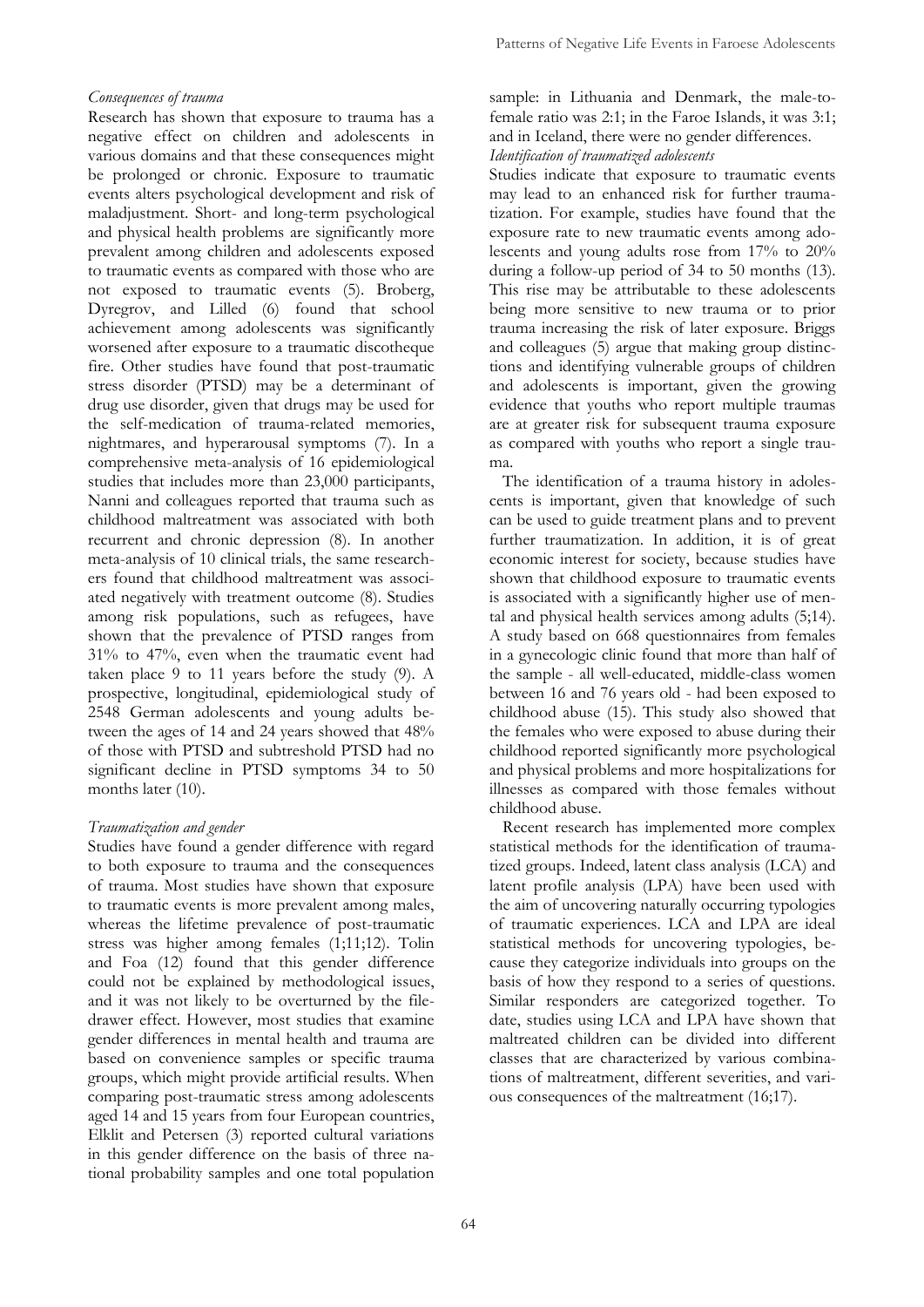*Consequences of trauma*

Research has shown that exposure to trauma has a negative effect on children and adolescents in various domains and that these consequences might be prolonged or chronic. Exposure to traumatic events alters psychological development and risk of maladjustment. Short- and long-term psychological and physical health problems are significantly more prevalent among children and adolescents exposed to traumatic events as compared with those who are not exposed to traumatic events (5). Broberg, Dyregrov, and Lilled (6) found that school achievement among adolescents was significantly worsened after exposure to a traumatic discotheque fire. Other studies have found that post-traumatic stress disorder (PTSD) may be a determinant of drug use disorder, given that drugs may be used for the self-medication of trauma-related memories, nightmares, and hyperarousal symptoms (7). In a comprehensive meta-analysis of 16 epidemiological studies that includes more than 23,000 participants, Nanni and colleagues reported that trauma such as childhood maltreatment was associated with both recurrent and chronic depression (8). In another meta-analysis of 10 clinical trials, the same researchers found that childhood maltreatment was associated negatively with treatment outcome (8). Studies among risk populations, such as refugees, have shown that the prevalence of PTSD ranges from 31% to 47%, even when the traumatic event had taken place 9 to 11 years before the study (9). A prospective, longitudinal, epidemiological study of 2548 German adolescents and young adults between the ages of 14 and 24 years showed that 48% of those with PTSD and subtreshold PTSD had no significant decline in PTSD symptoms 34 to 50 months later (10).

*Traumatization and gender*

Studies have found a gender difference with regard to both exposure to trauma and the consequences of trauma. Most studies have shown that exposure to traumatic events is more prevalent among males, whereas the lifetime prevalence of post-traumatic stress was higher among females (1;11;12). Tolin and Foa (12) found that this gender difference could not be explained by methodological issues, and it was not likely to be overturned by the file-drawer effect. However, most studies that examine gender differences in mental health and trauma are based on convenience samples or specific trauma groups, which might provide artificial results. When comparing post-traumatic stress among adolescents aged 14 and 15 years from four European countries, Elklit and Petersen (3) reported cultural variations in this gender difference on the basis of three national probability samples and one total population sample: in Lithuania and Denmark, the male-to-female ratio was 2:1; in the Faroe Islands, it was 3:1; and in Iceland, there were no gender differences.

*Identification of traumatized adolescents*

Studies indicate that exposure to traumatic events may lead to an enhanced risk for further traumatization. For example, studies have found that the exposure rate to new traumatic events among adolescents and young adults rose from 17% to 20% during a follow-up period of 34 to 50 months (13). This rise may be attributable to these adolescents being more sensitive to new trauma or to prior trauma increasing the risk of later exposure. Briggs and colleagues (5) argue that making group distinctions and identifying vulnerable groups of children and adolescents is important, given the growing evidence that youths who report multiple traumas are at greater risk for subsequent trauma exposure as compared with youths who report a single trauma.

The identification of a trauma history in adolescents is important, given that knowledge of such can be used to guide treatment plans and to prevent further traumatization. In addition, it is of great economic interest for society, because studies have shown that childhood exposure to traumatic events is associated with a significantly higher use of mental and physical health services among adults (5;14). A study based on 668 questionnaires from females in a gynecologic clinic found that more than half of the sample - all well-educated, middle-class women between 16 and 76 years old - had been exposed to childhood abuse (15). This study also showed that the females who were exposed to abuse during their childhood reported significantly more psychological and physical problems and more hospitalizations for illnesses as compared with those females without childhood abuse.

Recent research has implemented more complex statistical methods for the identification of traumatized groups. Indeed, latent class analysis (LCA) and latent profile analysis (LPA) have been used with the aim of uncovering naturally occurring typologies of traumatic experiences. LCA and LPA are ideal statistical methods for uncovering typologies, because they categorize individuals into groups on the basis of how they respond to a series of questions. Similar responders are categorized together. To date, studies using LCA and LPA have shown that maltreated children can be divided into different classes that are characterized by various combinations of maltreatment, different severities, and various consequences of the maltreatment (16;17).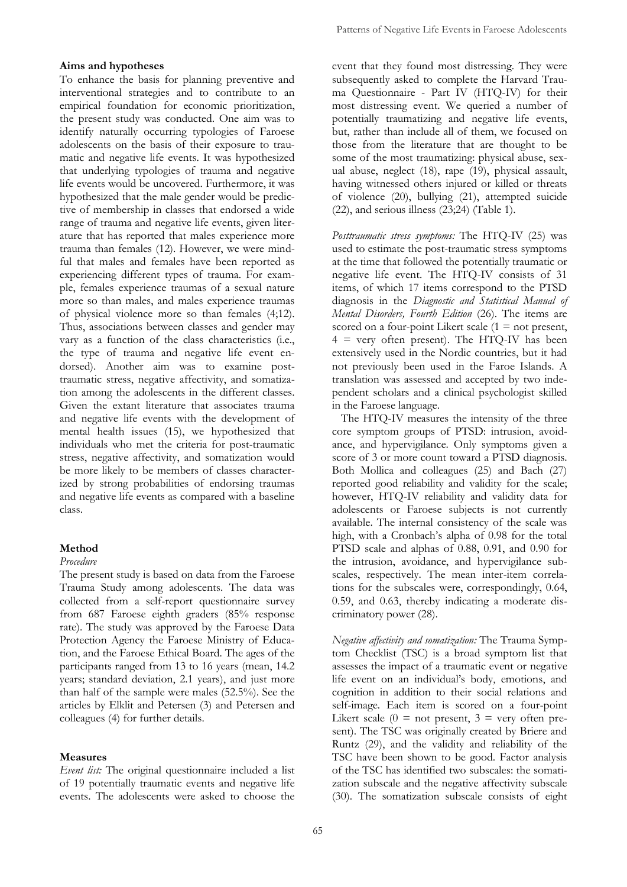### Aims and hypotheses

To enhance the basis for planning preventive and interventional strategies and to contribute to an empirical foundation for economic prioritization, the present study was conducted. One aim was to identify naturally occurring typologies of Faroese adolescents on the basis of their exposure to traumatic and negative life events. It was hypothesized that underlying typologies of trauma and negative life events would be uncovered. Furthermore, it was hypothesized that the male gender would be predictive of membership in classes that endorsed a wide range of trauma and negative life events, given literature that has reported that males experience more trauma than females (12). However, we were mindful that males and females have been reported as experiencing different types of trauma. For example, females experience traumas of a sexual nature more so than males, and males experience traumas of physical violence more so than females (4;12). Thus, associations between classes and gender may vary as a function of the class characteristics (i.e., the type of trauma and negative life event endorsed). Another aim was to examine posttraumatic stress, negative affectivity, and somatization among the adolescents in the different classes. Given the extant literature that associates trauma and negative life events with the development of mental health issues (15), we hypothesized that individuals who met the criteria for post-traumatic stress, negative affectivity, and somatization would be more likely to be members of classes characterized by strong probabilities of endorsing traumas and negative life events as compared with a baseline class.

### Method

*Procedure*

The present study is based on data from the Faroese Trauma Study among adolescents. The data was collected from a self-report questionnaire survey from 687 Faroese eighth graders (85% response rate). The study was approved by the Faroese Data Protection Agency the Faroese Ministry of Education, and the Faroese Ethical Board. The ages of the participants ranged from 13 to 16 years (mean, 14.2 years; standard deviation, 2.1 years), and just more than half of the sample were males (52.5%). See the articles by Elklit and Petersen (3) and Petersen and colleagues (4) for further details.

### Measures

*Event list:* The original questionnaire included a list of 19 potentially traumatic events and negative life events. The adolescents were asked to choose the event that they found most distressing. They were subsequently asked to complete the Harvard Trauma Questionnaire - Part IV (HTQ-IV) for their most distressing event. We queried a number of potentially traumatizing and negative life events, but, rather than include all of them, we focused on those from the literature that are thought to be some of the most traumatizing: physical abuse, sexual abuse, neglect (18), rape (19), physical assault, having witnessed others injured or killed or threats of violence (20), bullying (21), attempted suicide (22), and serious illness (23;24) (Table 1).

*Posttraumatic stress symptoms:* The HTQ-IV (25) was used to estimate the post-traumatic stress symptoms at the time that followed the potentially traumatic or negative life event. The HTQ-IV consists of 31 items, of which 17 items correspond to the PTSD diagnosis in the *Diagnostic and Statistical Manual of Mental Disorders, Fourth Edition* (26). The items are scored on a four-point Likert scale (1 = not present, 4 = very often present). The HTQ-IV has been extensively used in the Nordic countries, but it had not previously been used in the Faroe Islands. A translation was assessed and accepted by two independent scholars and a clinical psychologist skilled in the Faroese language.

The HTQ-IV measures the intensity of the three core symptom groups of PTSD: intrusion, avoidance, and hypervigilance. Only symptoms given a score of 3 or more count toward a PTSD diagnosis. Both Mollica and colleagues (25) and Bach (27) reported good reliability and validity for the scale; however, HTQ-IV reliability and validity data for adolescents or Faroese subjects is not currently available. The internal consistency of the scale was high, with a Cronbach's alpha of 0.98 for the total PTSD scale and alphas of 0.88, 0.91, and 0.90 for the intrusion, avoidance, and hypervigilance subscales, respectively. The mean inter-item correlations for the subscales were, correspondingly, 0.64, 0.59, and 0.63, thereby indicating a moderate discriminatory power (28).

*Negative affectivity and somatization:* The Trauma Symptom Checklist (TSC) is a broad symptom list that assesses the impact of a traumatic event or negative life event on an individual's body, emotions, and cognition in addition to their social relations and self-image. Each item is scored on a four-point Likert scale (0 = not present, 3 = very often present). The TSC was originally created by Briere and Runtz (29), and the validity and reliability of the TSC have been shown to be good. Factor analysis of the TSC has identified two subscales: the somatization subscale and the negative affectivity subscale (30). The somatization subscale consists of eight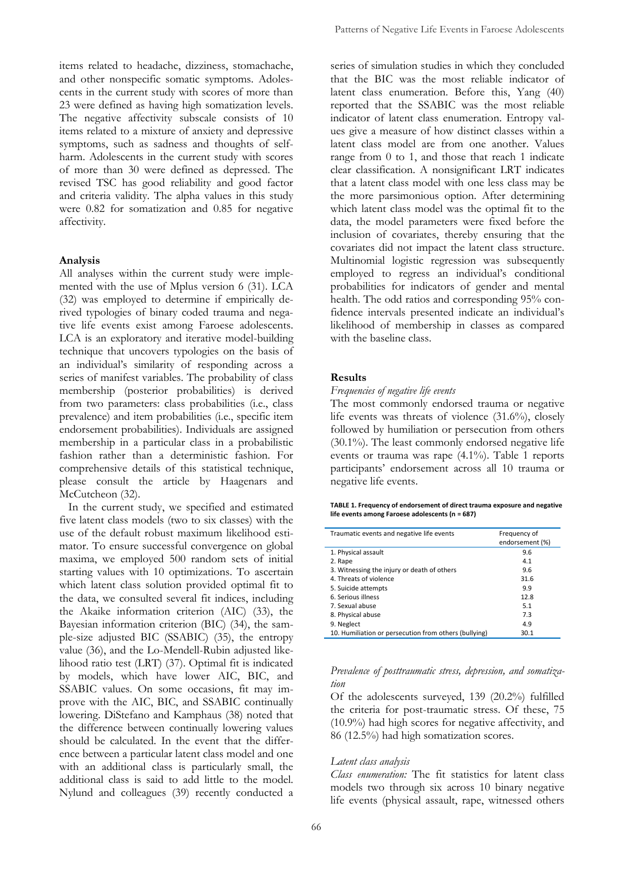items related to headache, dizziness, stomachache, and other nonspecific somatic symptoms. Adolescents in the current study with scores of more than 23 were defined as having high somatization levels. The negative affectivity subscale consists of 10 items related to a mixture of anxiety and depressive symptoms, such as sadness and thoughts of self-harm. Adolescents in the current study with scores of more than 30 were defined as depressed. The revised TSC has good reliability and good factor and criteria validity. The alpha values in this study were 0.82 for somatization and 0.85 for negative affectivity.

**Analysis**

All analyses within the current study were implemented with the use of Mplus version 6 (31). LCA (32) was employed to determine if empirically derived typologies of binary coded trauma and negative life events exist among Faroese adolescents. LCA is an exploratory and iterative model-building technique that uncovers typologies on the basis of an individual's similarity of responding across a series of manifest variables. The probability of class membership (posterior probabilities) is derived from two parameters: class probabilities (i.e., class prevalence) and item probabilities (i.e., specific item endorsement probabilities). Individuals are assigned membership in a particular class in a probabilistic fashion rather than a deterministic fashion. For comprehensive details of this statistical technique, please consult the article by Haagenars and McCutcheon (32).

In the current study, we specified and estimated five latent class models (two to six classes) with the use of the default robust maximum likelihood estimator. To ensure successful convergence on global maxima, we employed 500 random sets of initial starting values with 10 optimizations. To ascertain which latent class solution provided optimal fit to the data, we consulted several fit indices, including the Akaike information criterion (AIC) (33), the Bayesian information criterion (BIC) (34), the sample-size adjusted BIC (SSABIC) (35), the entropy value (36), and the Lo-Mendell-Rubin adjusted likelihood ratio test (LRT) (37). Optimal fit is indicated by models, which have lower AIC, BIC, and SSABIC values. On some occasions, fit may improve with the AIC, BIC, and SSABIC continually lowering. DiStefano and Kamphaus (38) noted that the difference between continually lowering values should be calculated. In the event that the difference between a particular latent class model and one with an additional class is particularly small, the additional class is said to add little to the model. Nylund and colleagues (39) recently conducted a series of simulation studies in which they concluded that the BIC was the most reliable indicator of latent class enumeration. Before this, Yang (40) reported that the SSABIC was the most reliable indicator of latent class enumeration. Entropy values give a measure of how distinct classes within a latent class model are from one another. Values range from 0 to 1, and those that reach 1 indicate clear classification. A nonsignificant LRT indicates that a latent class model with one less class may be the more parsimonious option. After determining which latent class model was the optimal fit to the data, the model parameters were fixed before the inclusion of covariates, thereby ensuring that the covariates did not impact the latent class structure. Multinomial logistic regression was subsequently employed to regress an individual's conditional probabilities for indicators of gender and mental health. The odd ratios and corresponding 95% confidence intervals presented indicate an individual's likelihood of membership in classes as compared with the baseline class.

**Results**

*Frequencies of negative life events*

The most commonly endorsed trauma or negative life events was threats of violence (31.6%), closely followed by humiliation or persecution from others (30.1%). The least commonly endorsed negative life events or trauma was rape (4.1%). Table 1 reports participants' endorsement across all 10 trauma or negative life events.

**TABLE 1. Frequency of endorsement of direct trauma exposure and negative life events among Faroese adolescents (n = 687)**

| Traumatic events and negative life events | Frequency of endorsement (%) |
|---|---|
| 1. Physical assault | 9.6 |
| 2. Rape | 4.1 |
| 3. Witnessing the injury or death of others | 9.6 |
| 4. Threats of violence | 31.6 |
| 5. Suicide attempts | 9.9 |
| 6. Serious illness | 12.8 |
| 7. Sexual abuse | 5.1 |
| 8. Physical abuse | 7.3 |
| 9. Neglect | 4.9 |
| 10. Humiliation or persecution from others (bullying) | 30.1 |

*Prevalence of posttraumatic stress, depression, and somatization*

Of the adolescents surveyed, 139 (20.2%) fulfilled the criteria for post-traumatic stress. Of these, 75 (10.9%) had high scores for negative affectivity, and 86 (12.5%) had high somatization scores.

*Latent class analysis*

*Class enumeration:* The fit statistics for latent class models two through six across 10 binary negative life events (physical assault, rape, witnessed others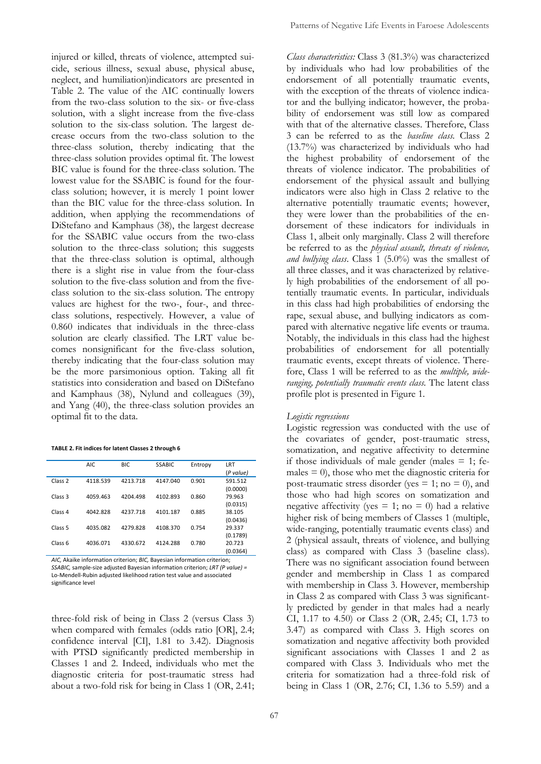injured or killed, threats of violence, attempted suicide, serious illness, sexual abuse, physical abuse, neglect, and humiliation)indicators are presented in Table 2. The value of the AIC continually lowers from the two-class solution to the six- or five-class solution, with a slight increase from the five-class solution to the six-class solution. The largest decrease occurs from the two-class solution to the three-class solution, thereby indicating that the three-class solution provides optimal fit. The lowest BIC value is found for the three-class solution. The lowest value for the SSABIC is found for the four-class solution; however, it is merely 1 point lower than the BIC value for the three-class solution. In addition, when applying the recommendations of DiStefano and Kamphaus (38), the largest decrease for the SSABIC value occurs from the two-class solution to the three-class solution; this suggests that the three-class solution is optimal, although there is a slight rise in value from the four-class solution to the five-class solution and from the five-class solution to the six-class solution. The entropy values are highest for the two-, four-, and three-class solutions, respectively. However, a value of 0.860 indicates that individuals in the three-class solution are clearly classified. The LRT value becomes nonsignificant for the five-class solution, thereby indicating that the four-class solution may be the more parsimonious option. Taking all fit statistics into consideration and based on DiStefano and Kamphaus (38), Nylund and colleagues (39), and Yang (40), the three-class solution provides an optimal fit to the data.

**TABLE 2. Fit indices for latent Classes 2 through 6**

| | AIC | BIC | SSABIC | Entropy | LRT (*P value*) |
|---|---|---|---|---|---|
| Class 2 | 4118.539 | 4213.718 | 4147.040 | 0.901 | 591.512 (0.0000) |
| Class 3 | 4059.463 | 4204.498 | 4102.893 | 0.860 | 79.963 (0.0315) |
| Class 4 | 4042.828 | 4237.718 | 4101.187 | 0.885 | 38.105 (0.0436) |
| Class 5 | 4035.082 | 4279.828 | 4108.370 | 0.754 | 29.337 (0.1789) |
| Class 6 | 4036.071 | 4330.672 | 4124.288 | 0.780 | 20.723 (0.0364) |

*AIC,* Akaike information criterion; *BIC,* Bayesian information criterion; *SSABIC,* sample-size adjusted Bayesian information criterion; *LRT (P value)* = Lo-Mendell-Rubin adjusted likelihood ration test value and associated significance level

*Class characteristics:* Class 3 (81.3%) was characterized by individuals who had low probabilities of the endorsement of all potentially traumatic events, with the exception of the threats of violence indicator and the bullying indicator; however, the probability of endorsement was still low as compared with that of the alternative classes. Therefore, Class 3 can be referred to as the *baseline class.* Class 2 (13.7%) was characterized by individuals who had the highest probability of endorsement of the threats of violence indicator. The probabilities of endorsement of the physical assault and bullying indicators were also high in Class 2 relative to the alternative potentially traumatic events; however, they were lower than the probabilities of the endorsement of these indicators for individuals in Class 1, albeit only marginally. Class 2 will therefore be referred to as the *physical assault, threats of violence, and bullying class*. Class 1 (5.0%) was the smallest of all three classes, and it was characterized by relatively high probabilities of the endorsement of all potentially traumatic events. In particular, individuals in this class had high probabilities of endorsing the rape, sexual abuse, and bullying indicators as compared with alternative negative life events or trauma. Notably, the individuals in this class had the highest probabilities of endorsement for all potentially traumatic events, except threats of violence. Therefore, Class 1 will be referred to as the *multiple, wide-ranging, potentially traumatic events class.* The latent class profile plot is presented in Figure 1.

*Logistic regressions*

Logistic regression was conducted with the use of the covariates of gender, post-traumatic stress, somatization, and negative affectivity to determine if those individuals of male gender (males = 1; females = 0), those who met the diagnostic criteria for post-traumatic stress disorder (yes = 1; no = 0), and those who had high scores on somatization and negative affectivity (yes = 1; no = 0) had a relative higher risk of being members of Classes 1 (multiple, wide-ranging, potentially traumatic events class) and 2 (physical assault, threats of violence, and bullying class) as compared with Class 3 (baseline class). There was no significant association found between gender and membership in Class 1 as compared with membership in Class 3. However, membership in Class 2 as compared with Class 3 was significantly predicted by gender in that males had a nearly three-fold risk of being in Class 2 (versus Class 3) when compared with females (odds ratio [OR], 2.4; confidence interval [CI], 1.81 to 3.42). Diagnosis with PTSD significantly predicted membership in Classes 1 and 2. Indeed, individuals who met the diagnostic criteria for post-traumatic stress had about a two-fold risk for being in Class 1 (OR, 2.41; CI, 1.17 to 4.50) or Class 2 (OR, 2.45; CI, 1.73 to 3.47) as compared with Class 3. High scores on somatization and negative affectivity both provided significant associations with Classes 1 and 2 as compared with Class 3. Individuals who met the criteria for somatization had a three-fold risk of being in Class 1 (OR, 2.76; CI, 1.36 to 5.59) and a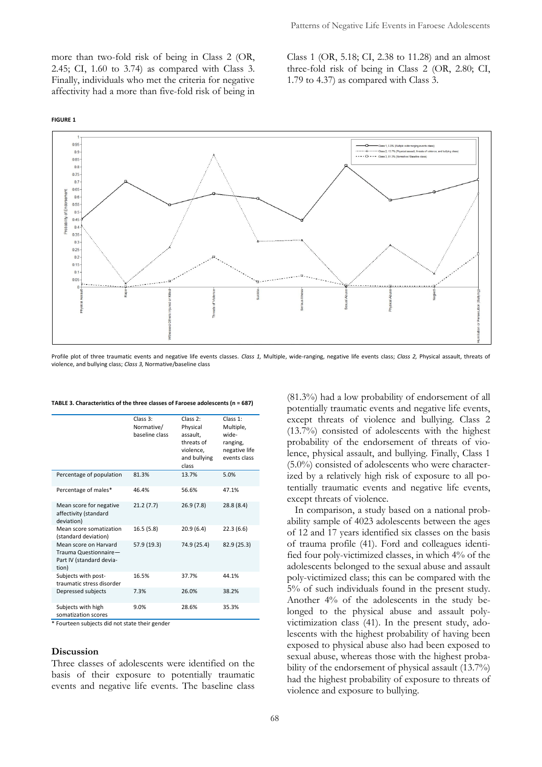more than two-fold risk of being in Class 2 (OR, 2.45; CI, 1.60 to 3.74) as compared with Class 3. Finally, individuals who met the criteria for negative affectivity had a more than five-fold risk of being in Class 1 (OR, 5.18; CI, 2.38 to 11.28) and an almost three-fold risk of being in Class 2 (OR, 2.80; CI, 1.79 to 4.37) as compared with Class 3.

**FIGURE 1**

Profile plot of three traumatic events and negative life events classes. *Class 1,* Multiple, wide-ranging, negative life events class; *Class 2,* Physical assault, threats of violence, and bullying class; *Class 3,* Normative/baseline class

**TABLE 3. Characteristics of the three classes of Faroese adolescents (n = 687)**

| | Class 3: Normative/ baseline class | Class 2: Physical assault, threats of violence, and bullying class | Class 1: Multiple, wide-ranging, negative life events class |
|---|---|---|---|
| Percentage of population | 81.3% | 13.7% | 5.0% |
| Percentage of males* | 46.4% | 56.6% | 47.1% |
| Mean score for negative affectivity (standard deviation) | 21.2 (7.7) | 26.9 (7.8) | 28.8 (8.4) |
| Mean score somatization (standard deviation) | 16.5 (5.8) | 20.9 (6.4) | 22.3 (6.6) |
| Mean score on Harvard Trauma Questionnaire—Part IV (standard deviation) | 57.9 (19.3) | 74.9 (25.4) | 82.9 (25.3) |
| Subjects with post-traumatic stress disorder | 16.5% | 37.7% | 44.1% |
| Depressed subjects | 7.3% | 26.0% | 38.2% |
| Subjects with high somatization scores | 9.0% | 28.6% | 35.3% |

\* Fourteen subjects did not state their gender

## Discussion

Three classes of adolescents were identified on the basis of their exposure to potentially traumatic events and negative life events. The baseline class (81.3%) had a low probability of endorsement of all potentially traumatic events and negative life events, except threats of violence and bullying. Class 2 (13.7%) consisted of adolescents with the highest probability of the endorsement of threats of violence, physical assault, and bullying. Finally, Class 1 (5.0%) consisted of adolescents who were characterized by a relatively high risk of exposure to all potentially traumatic events and negative life events, except threats of violence.

In comparison, a study based on a national probability sample of 4023 adolescents between the ages of 12 and 17 years identified six classes on the basis of trauma profile (41). Ford and colleagues identified four poly-victimized classes, in which 4% of the adolescents belonged to the sexual abuse and assault poly-victimized class; this can be compared with the 5% of such individuals found in the present study. Another 4% of the adolescents in the study belonged to the physical abuse and assault poly-victimization class (41). In the present study, adolescents with the highest probability of having been exposed to physical abuse also had been exposed to sexual abuse, whereas those with the highest probability of the endorsement of physical assault (13.7%) had the highest probability of exposure to threats of violence and exposure to bullying.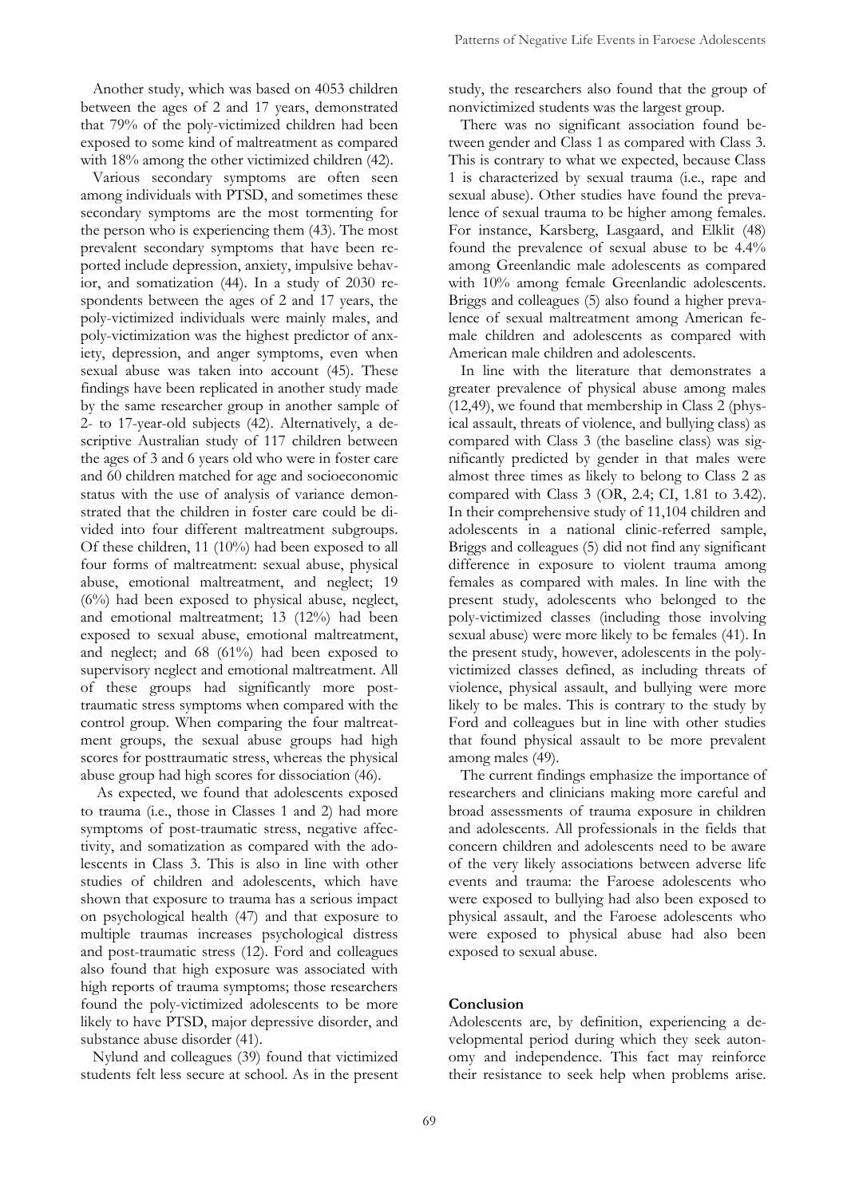Another study, which was based on 4053 children between the ages of 2 and 17 years, demonstrated that 79% of the poly-victimized children had been exposed to some kind of maltreatment as compared with 18% among the other victimized children (42).

Various secondary symptoms are often seen among individuals with PTSD, and sometimes these secondary symptoms are the most tormenting for the person who is experiencing them (43). The most prevalent secondary symptoms that have been reported include depression, anxiety, impulsive behavior, and somatization (44). In a study of 2030 respondents between the ages of 2 and 17 years, the poly-victimized individuals were mainly males, and poly-victimization was the highest predictor of anxiety, depression, and anger symptoms, even when sexual abuse was taken into account (45). These findings have been replicated in another study made by the same researcher group in another sample of 2- to 17-year-old subjects (42). Alternatively, a descriptive Australian study of 117 children between the ages of 3 and 6 years old who were in foster care and 60 children matched for age and socioeconomic status with the use of analysis of variance demonstrated that the children in foster care could be divided into four different maltreatment subgroups. Of these children, 11 (10%) had been exposed to all four forms of maltreatment: sexual abuse, physical abuse, emotional maltreatment, and neglect; 19 (6%) had been exposed to physical abuse, neglect, and emotional maltreatment; 13 (12%) had been exposed to sexual abuse, emotional maltreatment, and neglect; and 68 (61%) had been exposed to supervisory neglect and emotional maltreatment. All of these groups had significantly more posttraumatic stress symptoms when compared with the control group. When comparing the four maltreatment groups, the sexual abuse groups had high scores for posttraumatic stress, whereas the physical abuse group had high scores for dissociation (46).

As expected, we found that adolescents exposed to trauma (i.e., those in Classes 1 and 2) had more symptoms of post-traumatic stress, negative affectivity, and somatization as compared with the adolescents in Class 3. This is also in line with other studies of children and adolescents, which have shown that exposure to trauma has a serious impact on psychological health (47) and that exposure to multiple traumas increases psychological distress and post-traumatic stress (12). Ford and colleagues also found that high exposure was associated with high reports of trauma symptoms; those researchers found the poly-victimized adolescents to be more likely to have PTSD, major depressive disorder, and substance abuse disorder (41).

Nylund and colleagues (39) found that victimized students felt less secure at school. As in the present study, the researchers also found that the group of nonvictimized students was the largest group.

There was no significant association found between gender and Class 1 as compared with Class 3. This is contrary to what we expected, because Class 1 is characterized by sexual trauma (i.e., rape and sexual abuse). Other studies have found the prevalence of sexual trauma to be higher among females. For instance, Karsberg, Lasgaard, and Elklit (48) found the prevalence of sexual abuse to be 4.4% among Greenlandic male adolescents as compared with 10% among female Greenlandic adolescents. Briggs and colleagues (5) also found a higher prevalence of sexual maltreatment among American female children and adolescents as compared with American male children and adolescents.

In line with the literature that demonstrates a greater prevalence of physical abuse among males (12,49), we found that membership in Class 2 (physical assault, threats of violence, and bullying class) as compared with Class 3 (the baseline class) was significantly predicted by gender in that males were almost three times as likely to belong to Class 2 as compared with Class 3 (OR, 2.4; CI, 1.81 to 3.42). In their comprehensive study of 11,104 children and adolescents in a national clinic-referred sample, Briggs and colleagues (5) did not find any significant difference in exposure to violent trauma among females as compared with males. In line with the present study, adolescents who belonged to the poly-victimized classes (including those involving sexual abuse) were more likely to be females (41). In the present study, however, adolescents in the poly-victimized classes defined, as including threats of violence, physical assault, and bullying were more likely to be males. This is contrary to the study by Ford and colleagues but in line with other studies that found physical assault to be more prevalent among males (49).

The current findings emphasize the importance of researchers and clinicians making more careful and broad assessments of trauma exposure in children and adolescents. All professionals in the fields that concern children and adolescents need to be aware of the very likely associations between adverse life events and trauma: the Faroese adolescents who were exposed to bullying had also been exposed to physical assault, and the Faroese adolescents who were exposed to physical abuse had also been exposed to sexual abuse.

## Conclusion

Adolescents are, by definition, experiencing a developmental period during which they seek autonomy and independence. This fact may reinforce their resistance to seek help when problems arise.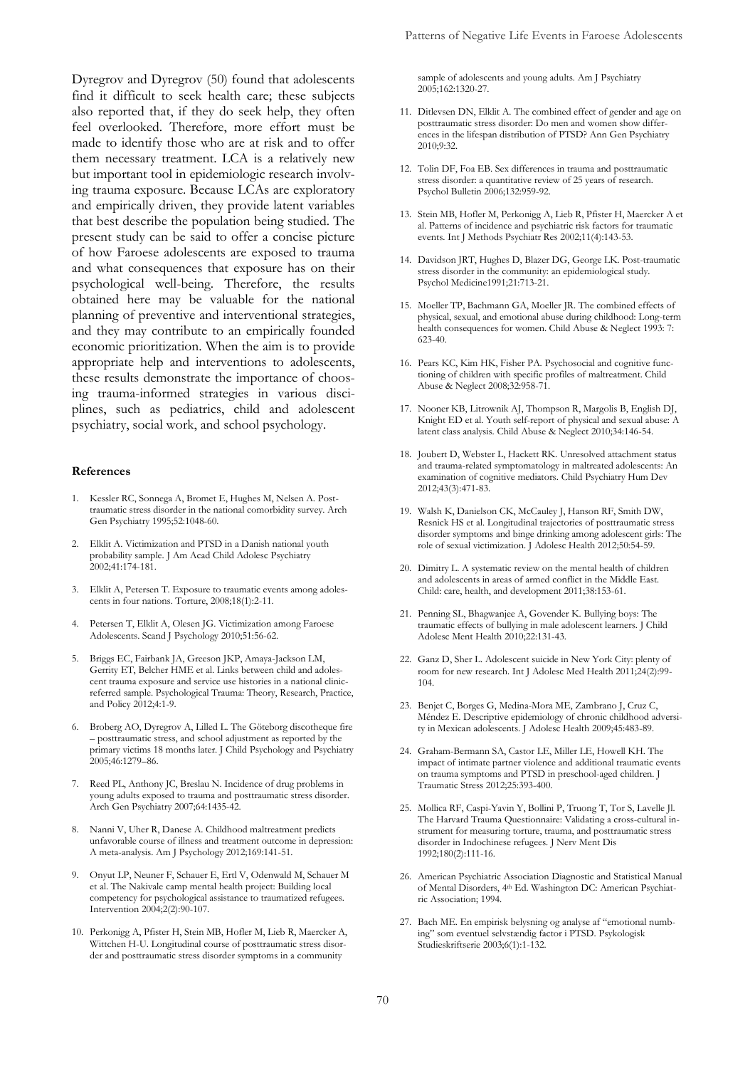Dyregrov and Dyregrov (50) found that adolescents find it difficult to seek health care; these subjects also reported that, if they do seek help, they often feel overlooked. Therefore, more effort must be made to identify those who are at risk and to offer them necessary treatment. LCA is a relatively new but important tool in epidemiologic research involving trauma exposure. Because LCAs are exploratory and empirically driven, they provide latent variables that best describe the population being studied. The present study can be said to offer a concise picture of how Faroese adolescents are exposed to trauma and what consequences that exposure has on their psychological well-being. Therefore, the results obtained here may be valuable for the national planning of preventive and interventional strategies, and they may contribute to an empirically founded economic prioritization. When the aim is to provide appropriate help and interventions to adolescents, these results demonstrate the importance of choosing trauma-informed strategies in various disciplines, such as pediatrics, child and adolescent psychiatry, social work, and school psychology.

#### References

1. Kessler RC, Sonnega A, Bromet E, Hughes M, Nelsen A. Post-traumatic stress disorder in the national comorbidity survey. Arch Gen Psychiatry 1995;52:1048-60.
2. Elklit A. Victimization and PTSD in a Danish national youth probability sample. J Am Acad Child Adolesc Psychiatry 2002;41:174-181.
3. Elklit A, Petersen T. Exposure to traumatic events among adolescents in four nations. Torture, 2008;18(1):2-11.
4. Petersen T, Elklit A, Olesen JG. Victimization among Faroese Adolescents. Scand J Psychology 2010;51:56-62.
5. Briggs EC, Fairbank JA, Greeson JKP, Amaya-Jackson LM, Gerrity ET, Belcher HME et al. Links between child and adolescent trauma exposure and service use histories in a national clinic-referred sample. Psychological Trauma: Theory, Research, Practice, and Policy 2012;4:1-9.
6. Broberg AO, Dyregrov A, Lilled L. The Göteborg discotheque fire – posttraumatic stress, and school adjustment as reported by the primary victims 18 months later. J Child Psychology and Psychiatry 2005;46:1279–86.
7. Reed PL, Anthony JC, Breslau N. Incidence of drug problems in young adults exposed to trauma and posttraumatic stress disorder. Arch Gen Psychiatry 2007;64:1435-42.
8. Nanni V, Uher R, Danese A. Childhood maltreatment predicts unfavorable course of illness and treatment outcome in depression: A meta-analysis. Am J Psychology 2012;169:141-51.
9. Onyut LP, Neuner F, Schauer E, Ertl V, Odenwald M, Schauer M et al. The Nakivale camp mental health project: Building local competency for psychological assistance to traumatized refugees. Intervention 2004;2(2):90-107.
10. Perkonigg A, Pfister H, Stein MB, Hofler M, Lieb R, Maercker A, Wittchen H-U. Longitudinal course of posttraumatic stress disorder and posttraumatic stress disorder symptoms in a community sample of adolescents and young adults. Am J Psychiatry 2005;162:1320-27.
11. Ditlevsen DN, Elklit A. The combined effect of gender and age on posttraumatic stress disorder: Do men and women show differences in the lifespan distribution of PTSD? Ann Gen Psychiatry 2010;9:32.
12. Tolin DF, Foa EB. Sex differences in trauma and posttraumatic stress disorder: a quantitative review of 25 years of research. Psychol Bulletin 2006;132:959-92.
13. Stein MB, Hofler M, Perkonigg A, Lieb R, Pfister H, Maercker A et al. Patterns of incidence and psychiatric risk factors for traumatic events. Int J Methods Psychiatr Res 2002;11(4):143-53.
14. Davidson JRT, Hughes D, Blazer DG, George LK. Post-traumatic stress disorder in the community: an epidemiological study. Psychol Medicine1991;21:713-21.
15. Moeller TP, Bachmann GA, Moeller JR. The combined effects of physical, sexual, and emotional abuse during childhood: Long-term health consequences for women. Child Abuse & Neglect 1993: 7: 623-40.
16. Pears KC, Kim HK, Fisher PA. Psychosocial and cognitive functioning of children with specific profiles of maltreatment. Child Abuse & Neglect 2008;32:958-71.
17. Nooner KB, Litrownik AJ, Thompson R, Margolis B, English DJ, Knight ED et al. Youth self-report of physical and sexual abuse: A latent class analysis. Child Abuse & Neglect 2010;34:146-54.
18. Joubert D, Webster L, Hackett RK. Unresolved attachment status and trauma-related symptomatology in maltreated adolescents: An examination of cognitive mediators. Child Psychiatry Hum Dev 2012;43(3):471-83.
19. Walsh K, Danielson CK, McCauley J, Hanson RF, Smith DW, Resnick HS et al. Longitudinal trajectories of posttraumatic stress disorder symptoms and binge drinking among adolescent girls: The role of sexual victimization. J Adolesc Health 2012;50:54-59.
20. Dimitry L. A systematic review on the mental health of children and adolescents in areas of armed conflict in the Middle East. Child: care, health, and development 2011;38:153-61.
21. Penning SL, Bhagwanjee A, Govender K. Bullying boys: The traumatic effects of bullying in male adolescent learners. J Child Adolesc Ment Health 2010;22:131-43.
22. Ganz D, Sher L. Adolescent suicide in New York City: plenty of room for new research. Int J Adolesc Med Health 2011;24(2):99-104.
23. Benjet C, Borges G, Medina-Mora ME, Zambrano J, Cruz C, Méndez E. Descriptive epidemiology of chronic childhood adversity in Mexican adolescents. J Adolesc Health 2009;45:483-89.
24. Graham-Bermann SA, Castor LE, Miller LE, Howell KH. The impact of intimate partner violence and additional traumatic events on trauma symptoms and PTSD in preschool-aged children. J Traumatic Stress 2012;25:393-400.
25. Mollica RF, Caspi-Yavin Y, Bollini P, Truong T, Tor S, Lavelle Jl. The Harvard Trauma Questionnaire: Validating a cross-cultural instrument for measuring torture, trauma, and posttraumatic stress disorder in Indochinese refugees. J Nerv Ment Dis 1992;180(2):111-16.
26. American Psychiatric Association Diagnostic and Statistical Manual of Mental Disorders, 4th Ed. Washington DC: American Psychiatric Association; 1994.
27. Bach ME. En empirisk belysning og analyse af "emotional numbing" som eventuel selvstændig factor i PTSD. Psykologisk Studieskriftserie 2003;6(1):1-132.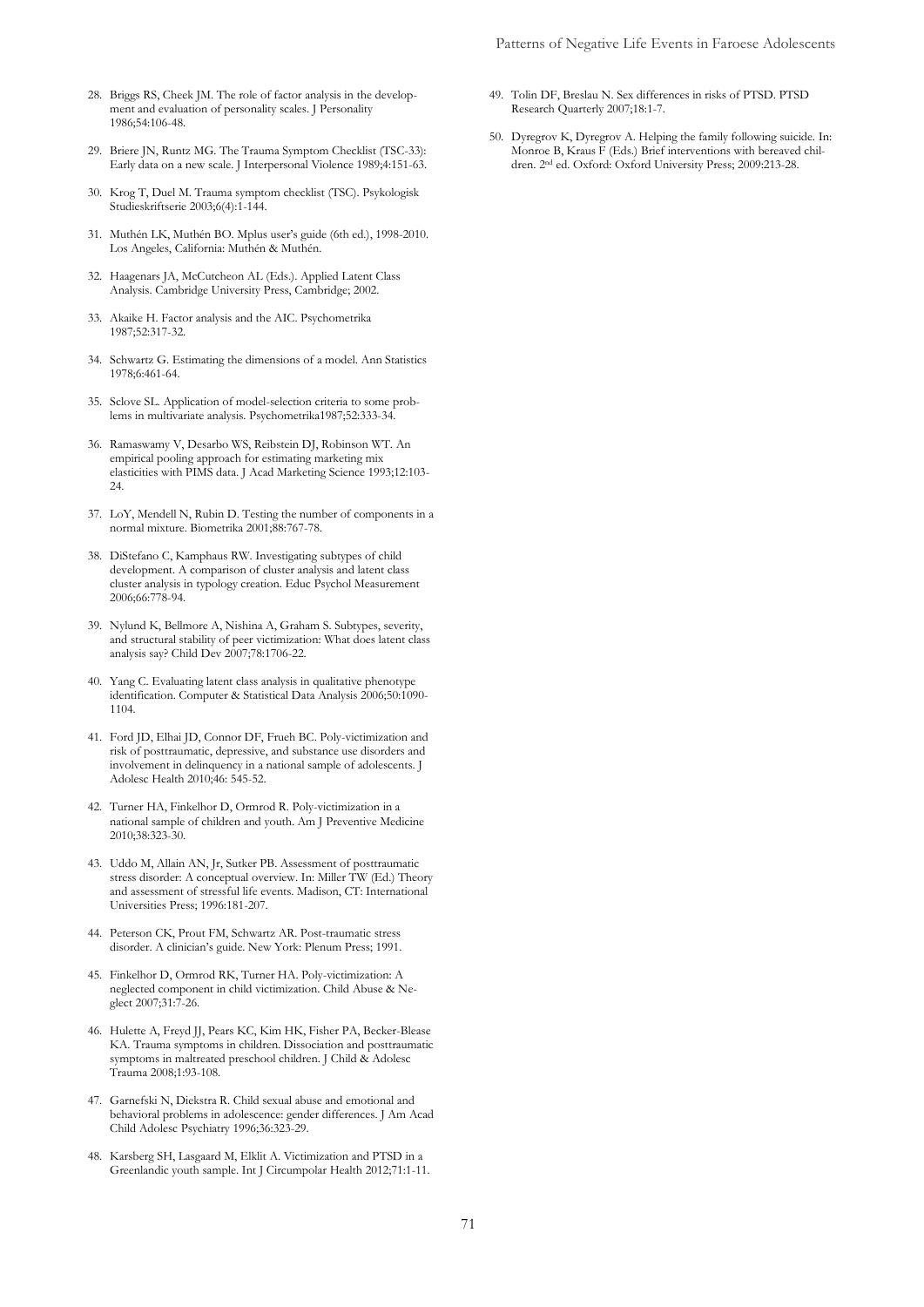28. Briggs RS, Cheek JM. The role of factor analysis in the development and evaluation of personality scales. J Personality 1986;54:106-48.

29. Briere JN, Runtz MG. The Trauma Symptom Checklist (TSC-33): Early data on a new scale. J Interpersonal Violence 1989;4:151-63.

30. Krog T, Duel M. Trauma symptom checklist (TSC). Psykologisk Studieskriftserie 2003;6(4):1-144.

31. Muthén LK, Muthén BO. Mplus user's guide (6th ed.), 1998-2010. Los Angeles, California: Muthén & Muthén.

32. Haagenars JA, McCutcheon AL (Eds.). Applied Latent Class Analysis. Cambridge University Press, Cambridge; 2002.

33. Akaike H. Factor analysis and the AIC. Psychometrika 1987;52:317-32.

34. Schwartz G. Estimating the dimensions of a model. Ann Statistics 1978;6:461-64.

35. Sclove SL. Application of model-selection criteria to some problems in multivariate analysis. Psychometrika1987;52:333-34.

36. Ramaswamy V, Desarbo WS, Reibstein DJ, Robinson WT. An empirical pooling approach for estimating marketing mix elasticities with PIMS data. J Acad Marketing Science 1993;12:103-24.

37. LoY, Mendell N, Rubin D. Testing the number of components in a normal mixture. Biometrika 2001;88:767-78.

38. DiStefano C, Kamphaus RW. Investigating subtypes of child development. A comparison of cluster analysis and latent class cluster analysis in typology creation. Educ Psychol Measurement 2006;66:778-94.

39. Nylund K, Bellmore A, Nishina A, Graham S. Subtypes, severity, and structural stability of peer victimization: What does latent class analysis say? Child Dev 2007;78:1706-22.

40. Yang C. Evaluating latent class analysis in qualitative phenotype identification. Computer & Statistical Data Analysis 2006;50:1090-1104.

41. Ford JD, Elhai JD, Connor DF, Frueh BC. Poly-victimization and risk of posttraumatic, depressive, and substance use disorders and involvement in delinquency in a national sample of adolescents. J Adolesc Health 2010;46: 545-52.

42. Turner HA, Finkelhor D, Ormrod R. Poly-victimization in a national sample of children and youth. Am J Preventive Medicine 2010;38:323-30.

43. Uddo M, Allain AN, Jr, Sutker PB. Assessment of posttraumatic stress disorder: A conceptual overview. In: Miller TW (Ed.) Theory and assessment of stressful life events. Madison, CT: International Universities Press; 1996:181-207.

44. Peterson CK, Prout FM, Schwartz AR. Post-traumatic stress disorder. A clinician's guide. New York: Plenum Press; 1991.

45. Finkelhor D, Ormrod RK, Turner HA. Poly-victimization: A neglected component in child victimization. Child Abuse & Neglect 2007;31:7-26.

46. Hulette A, Freyd JJ, Pears KC, Kim HK, Fisher PA, Becker-Blease KA. Trauma symptoms in children. Dissociation and posttraumatic symptoms in maltreated preschool children. J Child & Adolesc Trauma 2008;1:93-108.

47. Garnefski N, Diekstra R. Child sexual abuse and emotional and behavioral problems in adolescence: gender differences. J Am Acad Child Adolesc Psychiatry 1996;36:323-29.

48. Karsberg SH, Lasgaard M, Elklit A. Victimization and PTSD in a Greenlandic youth sample. Int J Circumpolar Health 2012;71:1-11.

49. Tolin DF, Breslau N. Sex differences in risks of PTSD. PTSD Research Quarterly 2007;18:1-7.

50. Dyregrov K, Dyregrov A. Helping the family following suicide. In: Monroe B, Kraus F (Eds.) Brief interventions with bereaved children. 2nd ed. Oxford: Oxford University Press; 2009:213-28.